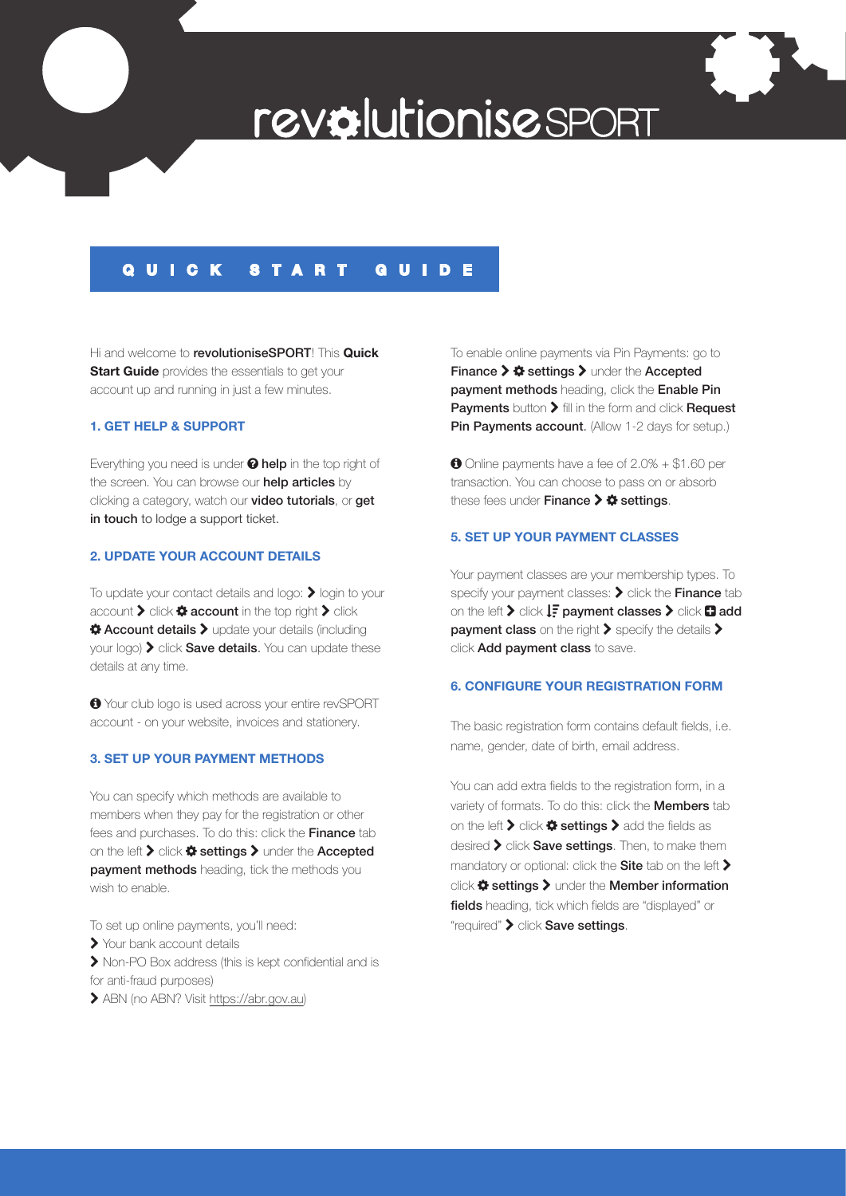# revolutioniseSPORT

## QUICK START GUIDE

Hi and welcome to **revolutioniseSPORT**! This **Quick Start Guide** provides the essentials to get your account up and running in just a few minutes.

### 1. GET HELP & SUPPORT

Everything you need is under **help** in the top right of the screen. You can browse our **help articles** by clicking a category, watch our **video tutorials**, or **get in touch** to lodge a support ticket.

### 2. UPDATE YOUR ACCOUNT DETAILS

To update your contact details and logo: > login to your account > click **account** in the top right > click **Account details** > update your details (including your logo) > click **Save details**. You can update these details at any time.

Your club logo is used across your entire revSPORT account - on your website, invoices and stationery.

### 3. SET UP YOUR PAYMENT METHODS

You can specify which methods are available to members when they pay for the registration or other fees and purchases. To do this: click the **Finance** tab on the left > click **settings** > under the **Accepted payment methods** heading, tick the methods you wish to enable.

To set up online payments, you'll need:

> Your bank account details
> Non-PO Box address (this is kept confidential and is for anti-fraud purposes)
> ABN (no ABN? Visit https://abr.gov.au)

To enable online payments via Pin Payments: go to **Finance** > **settings** > under the **Accepted payment methods** heading, click the **Enable Pin Payments** button > fill in the form and click **Request Pin Payments account**. (Allow 1-2 days for setup.)

Online payments have a fee of 2.0% + $1.60 per transaction. You can choose to pass on or absorb these fees under **Finance** > **settings**.

### 5. SET UP YOUR PAYMENT CLASSES

Your payment classes are your membership types. To specify your payment classes: > click the **Finance** tab on the left > click **payment classes** > click **add payment class** on the right > specify the details > click **Add payment class** to save.

### 6. CONFIGURE YOUR REGISTRATION FORM

The basic registration form contains default fields, i.e. name, gender, date of birth, email address.

You can add extra fields to the registration form, in a variety of formats. To do this: click the **Members** tab on the left > click **settings** > add the fields as desired > click **Save settings**. Then, to make them mandatory or optional: click the **Site** tab on the left > click **settings** > under the **Member information fields** heading, tick which fields are "displayed" or "required" > click **Save settings**.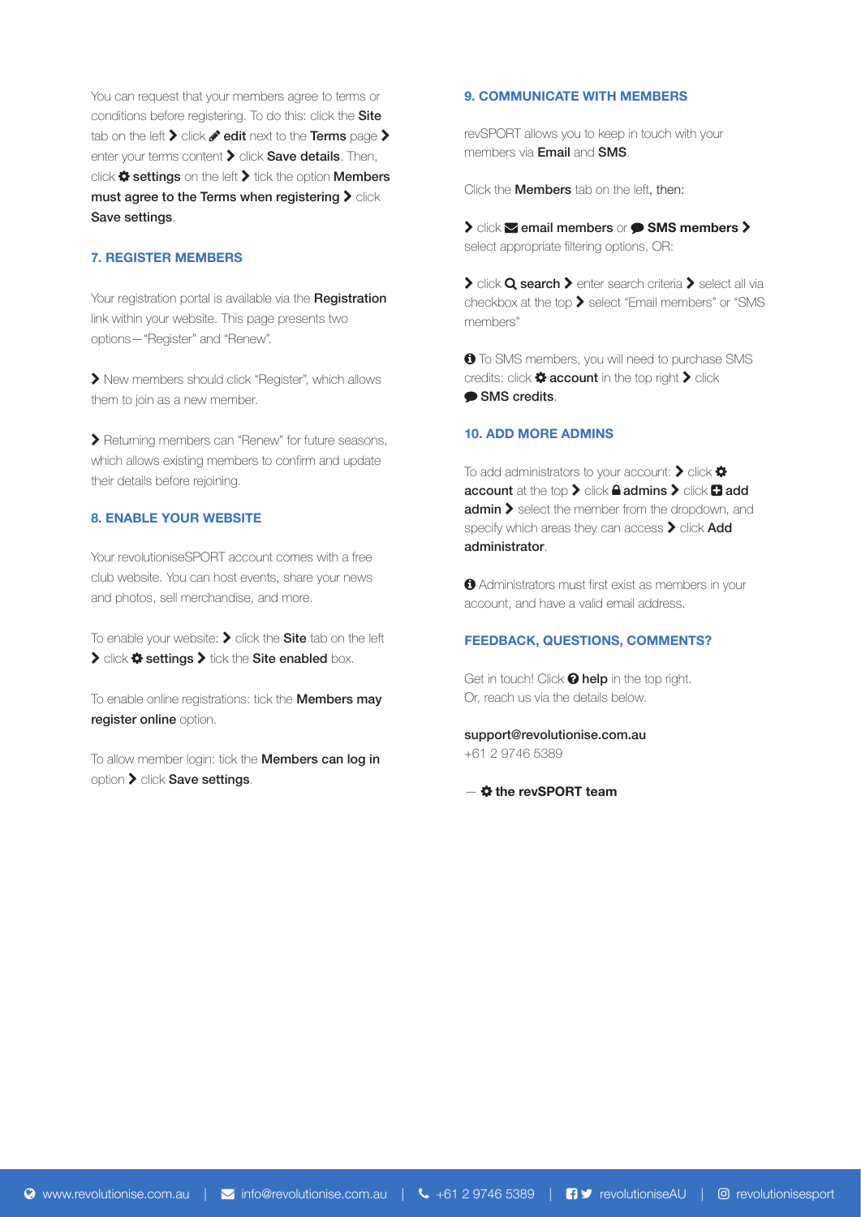You can request that your members agree to terms or conditions before registering. To do this: click the **Site** tab on the left > click **edit** next to the **Terms** page > enter your terms content > click **Save details**. Then, click **settings** on the left > tick the option **Members must agree to the Terms when registering** > click **Save settings**.

### 7. REGISTER MEMBERS

Your registration portal is available via the **Registration** link within your website. This page presents two options—"Register" and "Renew".

> New members should click "Register", which allows them to join as a new member.

> Returning members can "Renew" for future seasons, which allows existing members to confirm and update their details before rejoining.

### 8. ENABLE YOUR WEBSITE

Your revolutioniseSPORT account comes with a free club website. You can host events, share your news and photos, sell merchandise, and more.

To enable your website: > click the **Site** tab on the left > click **settings** > tick the **Site enabled** box.

To enable online registrations: tick the **Members may register online** option.

To allow member login: tick the **Members can log in** option > click **Save settings**.

### 9. COMMUNICATE WITH MEMBERS

revSPORT allows you to keep in touch with your members via **Email** and **SMS**.

Click the **Members** tab on the left, then:

> click **email members** or **SMS members** > select appropriate filtering options, OR:

> click **search** > enter search criteria > select all via checkbox at the top > select "Email members" or "SMS members"

To SMS members, you will need to purchase SMS credits: click **account** in the top right > click **SMS credits**.

### 10. ADD MORE ADMINS

To add administrators to your account: > click **account** at the top > click **admins** > click **add admin** > select the member from the dropdown, and specify which areas they can access > click **Add administrator**.

Administrators must first exist as members in your account, and have a valid email address.

### FEEDBACK, QUESTIONS, COMMENTS?

Get in touch! Click **help** in the top right. Or, reach us via the details below.

**support@revolutionise.com.au**
+61 2 9746 5389

— **the revSPORT team**

www.revolutionise.com.au | info@revolutionise.com.au | +61 2 9746 5389 | revolutioniseAU | revolutionisesport